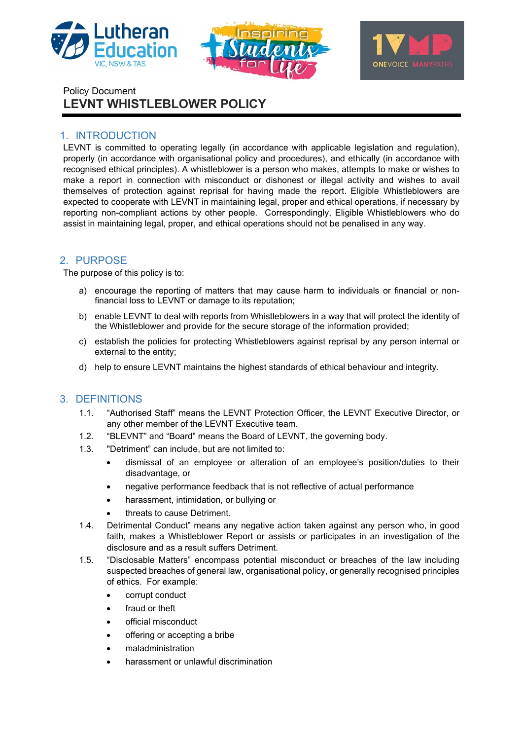Policy Document

# LEVNT WHISTLEBLOWER POLICY

## 1. INTRODUCTION

LEVNT is committed to operating legally (in accordance with applicable legislation and regulation), properly (in accordance with organisational policy and procedures), and ethically (in accordance with recognised ethical principles). A whistleblower is a person who makes, attempts to make or wishes to make a report in connection with misconduct or dishonest or illegal activity and wishes to avail themselves of protection against reprisal for having made the report. Eligible Whistleblowers are expected to cooperate with LEVNT in maintaining legal, proper and ethical operations, if necessary by reporting non-compliant actions by other people. Correspondingly, Eligible Whistleblowers who do assist in maintaining legal, proper, and ethical operations should not be penalised in any way.

## 2. PURPOSE

The purpose of this policy is to:

a) encourage the reporting of matters that may cause harm to individuals or financial or non-financial loss to LEVNT or damage to its reputation;

b) enable LEVNT to deal with reports from Whistleblowers in a way that will protect the identity of the Whistleblower and provide for the secure storage of the information provided;

c) establish the policies for protecting Whistleblowers against reprisal by any person internal or external to the entity;

d) help to ensure LEVNT maintains the highest standards of ethical behaviour and integrity.

## 3. DEFINITIONS

1.1. "Authorised Staff" means the LEVNT Protection Officer, the LEVNT Executive Director, or any other member of the LEVNT Executive team.

1.2. "BLEVNT" and "Board" means the Board of LEVNT, the governing body.

1.3. "Detriment" can include, but are not limited to:

- dismissal of an employee or alteration of an employee's position/duties to their disadvantage, or
- negative performance feedback that is not reflective of actual performance
- harassment, intimidation, or bullying or
- threats to cause Detriment.

1.4. Detrimental Conduct" means any negative action taken against any person who, in good faith, makes a Whistleblower Report or assists or participates in an investigation of the disclosure and as a result suffers Detriment.

1.5. "Disclosable Matters" encompass potential misconduct or breaches of the law including suspected breaches of general law, organisational policy, or generally recognised principles of ethics. For example:

- corrupt conduct
- fraud or theft
- official misconduct
- offering or accepting a bribe
- maladministration
- harassment or unlawful discrimination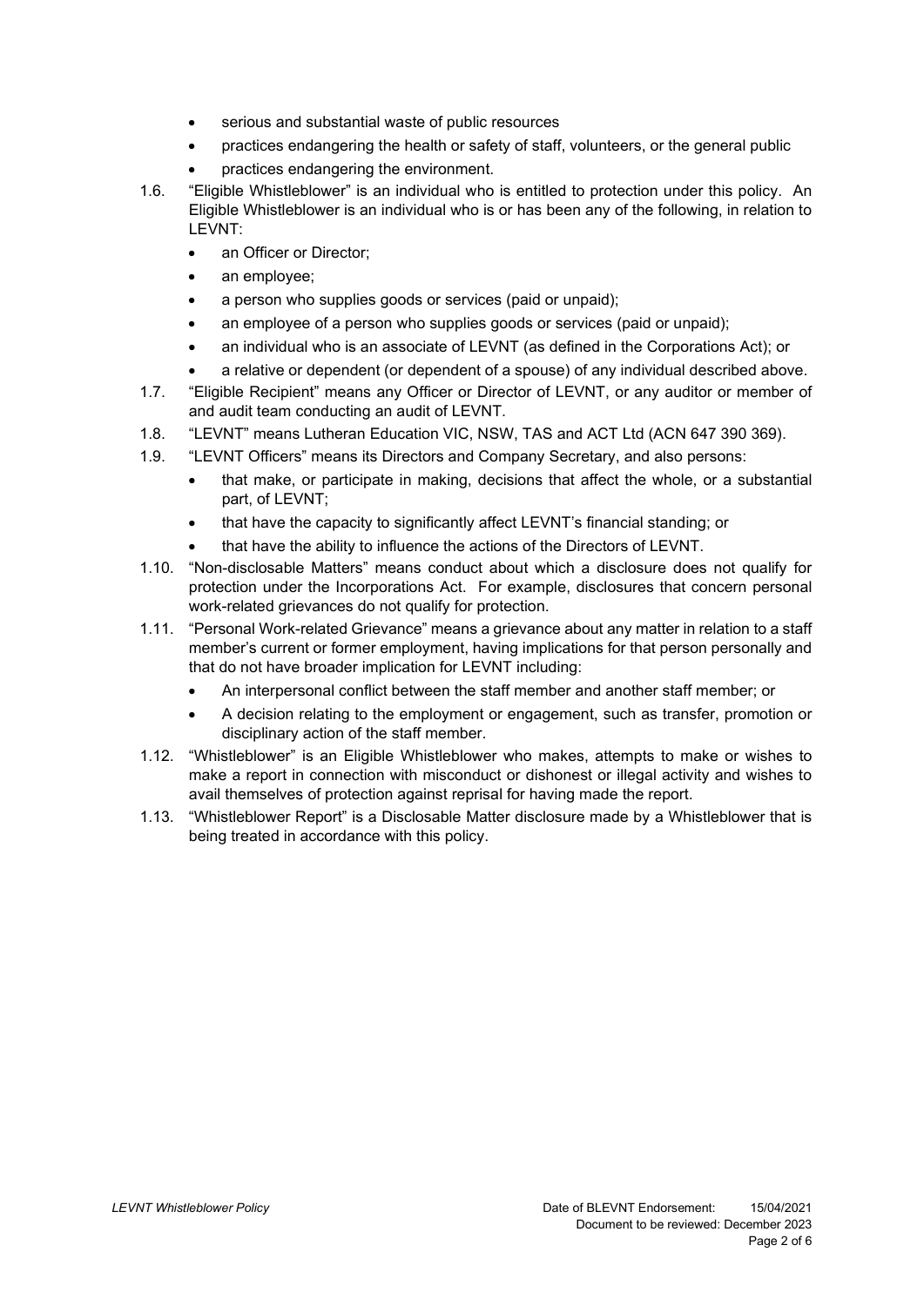- serious and substantial waste of public resources
- practices endangering the health or safety of staff, volunteers, or the general public
- practices endangering the environment.

1.6. “Eligible Whistleblower” is an individual who is entitled to protection under this policy. An Eligible Whistleblower is an individual who is or has been any of the following, in relation to LEVNT:

- an Officer or Director;
- an employee;
- a person who supplies goods or services (paid or unpaid);
- an employee of a person who supplies goods or services (paid or unpaid);
- an individual who is an associate of LEVNT (as defined in the Corporations Act); or
- a relative or dependent (or dependent of a spouse) of any individual described above.

1.7. “Eligible Recipient” means any Officer or Director of LEVNT, or any auditor or member of and audit team conducting an audit of LEVNT.

1.8. “LEVNT” means Lutheran Education VIC, NSW, TAS and ACT Ltd (ACN 647 390 369).

1.9. “LEVNT Officers” means its Directors and Company Secretary, and also persons:

- that make, or participate in making, decisions that affect the whole, or a substantial part, of LEVNT;
- that have the capacity to significantly affect LEVNT’s financial standing; or
- that have the ability to influence the actions of the Directors of LEVNT.

1.10. “Non-disclosable Matters” means conduct about which a disclosure does not qualify for protection under the Incorporations Act. For example, disclosures that concern personal work-related grievances do not qualify for protection.

1.11. “Personal Work-related Grievance” means a grievance about any matter in relation to a staff member’s current or former employment, having implications for that person personally and that do not have broader implication for LEVNT including:

- An interpersonal conflict between the staff member and another staff member; or
- A decision relating to the employment or engagement, such as transfer, promotion or disciplinary action of the staff member.

1.12. “Whistleblower” is an Eligible Whistleblower who makes, attempts to make or wishes to make a report in connection with misconduct or dishonest or illegal activity and wishes to avail themselves of protection against reprisal for having made the report.

1.13. “Whistleblower Report” is a Disclosable Matter disclosure made by a Whistleblower that is being treated in accordance with this policy.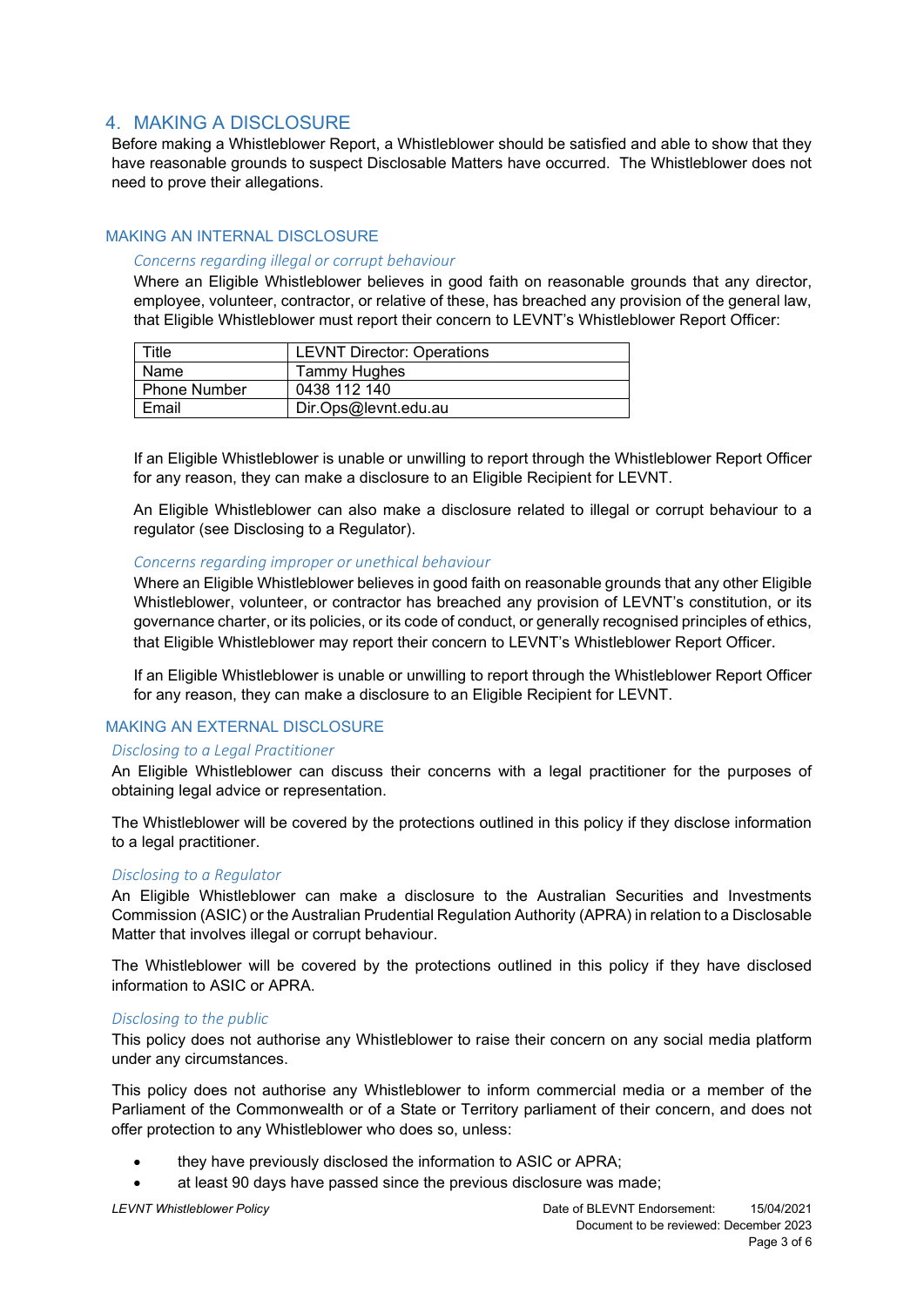## 4. MAKING A DISCLOSURE

Before making a Whistleblower Report, a Whistleblower should be satisfied and able to show that they have reasonable grounds to suspect Disclosable Matters have occurred. The Whistleblower does not need to prove their allegations.

### MAKING AN INTERNAL DISCLOSURE

#### *Concerns regarding illegal or corrupt behaviour*

Where an Eligible Whistleblower believes in good faith on reasonable grounds that any director, employee, volunteer, contractor, or relative of these, has breached any provision of the general law, that Eligible Whistleblower must report their concern to LEVNT's Whistleblower Report Officer:

| Title | LEVNT Director: Operations |
|---|---|
| Name | Tammy Hughes |
| Phone Number | 0438 112 140 |
| Email | Dir.Ops@levnt.edu.au |

If an Eligible Whistleblower is unable or unwilling to report through the Whistleblower Report Officer for any reason, they can make a disclosure to an Eligible Recipient for LEVNT.

An Eligible Whistleblower can also make a disclosure related to illegal or corrupt behaviour to a regulator (see Disclosing to a Regulator).

#### *Concerns regarding improper or unethical behaviour*

Where an Eligible Whistleblower believes in good faith on reasonable grounds that any other Eligible Whistleblower, volunteer, or contractor has breached any provision of LEVNT's constitution, or its governance charter, or its policies, or its code of conduct, or generally recognised principles of ethics, that Eligible Whistleblower may report their concern to LEVNT's Whistleblower Report Officer.

If an Eligible Whistleblower is unable or unwilling to report through the Whistleblower Report Officer for any reason, they can make a disclosure to an Eligible Recipient for LEVNT.

### MAKING AN EXTERNAL DISCLOSURE

#### *Disclosing to a Legal Practitioner*

An Eligible Whistleblower can discuss their concerns with a legal practitioner for the purposes of obtaining legal advice or representation.

The Whistleblower will be covered by the protections outlined in this policy if they disclose information to a legal practitioner.

#### *Disclosing to a Regulator*

An Eligible Whistleblower can make a disclosure to the Australian Securities and Investments Commission (ASIC) or the Australian Prudential Regulation Authority (APRA) in relation to a Disclosable Matter that involves illegal or corrupt behaviour.

The Whistleblower will be covered by the protections outlined in this policy if they have disclosed information to ASIC or APRA.

#### *Disclosing to the public*

This policy does not authorise any Whistleblower to raise their concern on any social media platform under any circumstances.

This policy does not authorise any Whistleblower to inform commercial media or a member of the Parliament of the Commonwealth or of a State or Territory parliament of their concern, and does not offer protection to any Whistleblower who does so, unless:

- they have previously disclosed the information to ASIC or APRA;
- at least 90 days have passed since the previous disclosure was made;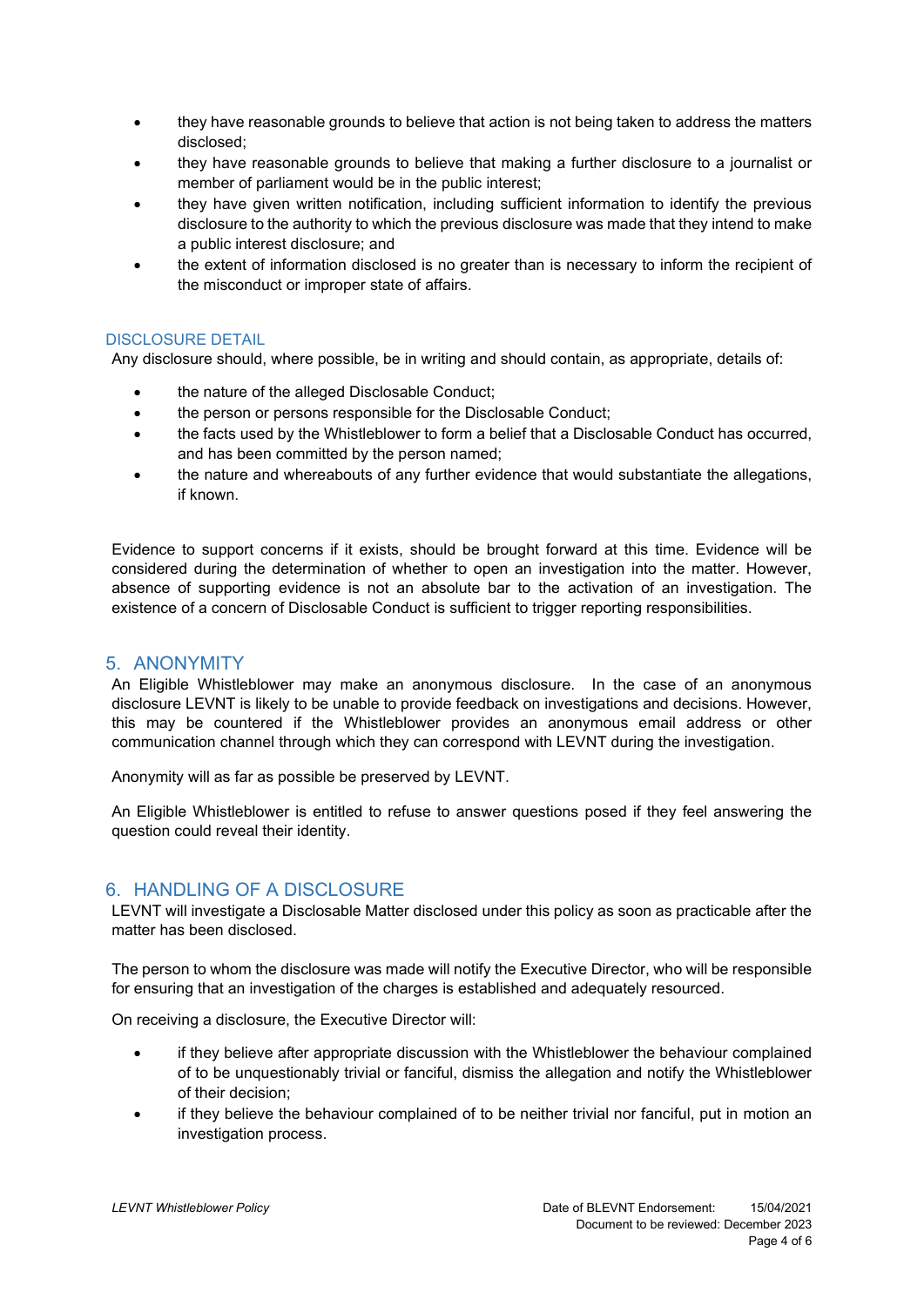- they have reasonable grounds to believe that action is not being taken to address the matters disclosed;
- they have reasonable grounds to believe that making a further disclosure to a journalist or member of parliament would be in the public interest;
- they have given written notification, including sufficient information to identify the previous disclosure to the authority to which the previous disclosure was made that they intend to make a public interest disclosure; and
- the extent of information disclosed is no greater than is necessary to inform the recipient of the misconduct or improper state of affairs.

### DISCLOSURE DETAIL

Any disclosure should, where possible, be in writing and should contain, as appropriate, details of:

- the nature of the alleged Disclosable Conduct;
- the person or persons responsible for the Disclosable Conduct;
- the facts used by the Whistleblower to form a belief that a Disclosable Conduct has occurred, and has been committed by the person named;
- the nature and whereabouts of any further evidence that would substantiate the allegations, if known.

Evidence to support concerns if it exists, should be brought forward at this time. Evidence will be considered during the determination of whether to open an investigation into the matter. However, absence of supporting evidence is not an absolute bar to the activation of an investigation. The existence of a concern of Disclosable Conduct is sufficient to trigger reporting responsibilities.

## 5. ANONYMITY

An Eligible Whistleblower may make an anonymous disclosure. In the case of an anonymous disclosure LEVNT is likely to be unable to provide feedback on investigations and decisions. However, this may be countered if the Whistleblower provides an anonymous email address or other communication channel through which they can correspond with LEVNT during the investigation.

Anonymity will as far as possible be preserved by LEVNT.

An Eligible Whistleblower is entitled to refuse to answer questions posed if they feel answering the question could reveal their identity.

## 6. HANDLING OF A DISCLOSURE

LEVNT will investigate a Disclosable Matter disclosed under this policy as soon as practicable after the matter has been disclosed.

The person to whom the disclosure was made will notify the Executive Director, who will be responsible for ensuring that an investigation of the charges is established and adequately resourced.

On receiving a disclosure, the Executive Director will:

- if they believe after appropriate discussion with the Whistleblower the behaviour complained of to be unquestionably trivial or fanciful, dismiss the allegation and notify the Whistleblower of their decision;
- if they believe the behaviour complained of to be neither trivial nor fanciful, put in motion an investigation process.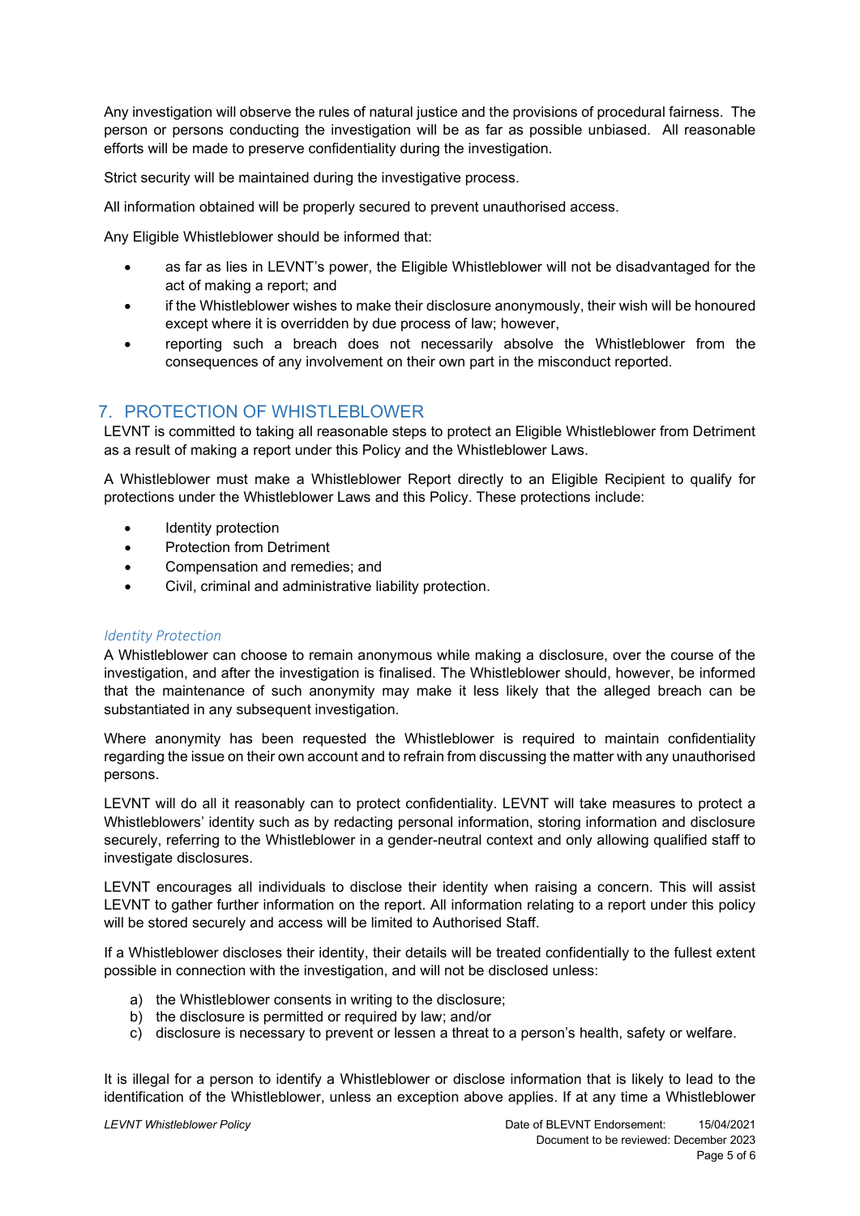Any investigation will observe the rules of natural justice and the provisions of procedural fairness. The person or persons conducting the investigation will be as far as possible unbiased. All reasonable efforts will be made to preserve confidentiality during the investigation.

Strict security will be maintained during the investigative process.

All information obtained will be properly secured to prevent unauthorised access.

Any Eligible Whistleblower should be informed that:

- as far as lies in LEVNT's power, the Eligible Whistleblower will not be disadvantaged for the act of making a report; and
- if the Whistleblower wishes to make their disclosure anonymously, their wish will be honoured except where it is overridden by due process of law; however,
- reporting such a breach does not necessarily absolve the Whistleblower from the consequences of any involvement on their own part in the misconduct reported.

## 7. PROTECTION OF WHISTLEBLOWER

LEVNT is committed to taking all reasonable steps to protect an Eligible Whistleblower from Detriment as a result of making a report under this Policy and the Whistleblower Laws.

A Whistleblower must make a Whistleblower Report directly to an Eligible Recipient to qualify for protections under the Whistleblower Laws and this Policy. These protections include:

- Identity protection
- Protection from Detriment
- Compensation and remedies; and
- Civil, criminal and administrative liability protection.

### *Identity Protection*

A Whistleblower can choose to remain anonymous while making a disclosure, over the course of the investigation, and after the investigation is finalised. The Whistleblower should, however, be informed that the maintenance of such anonymity may make it less likely that the alleged breach can be substantiated in any subsequent investigation.

Where anonymity has been requested the Whistleblower is required to maintain confidentiality regarding the issue on their own account and to refrain from discussing the matter with any unauthorised persons.

LEVNT will do all it reasonably can to protect confidentiality. LEVNT will take measures to protect a Whistleblowers' identity such as by redacting personal information, storing information and disclosure securely, referring to the Whistleblower in a gender-neutral context and only allowing qualified staff to investigate disclosures.

LEVNT encourages all individuals to disclose their identity when raising a concern. This will assist LEVNT to gather further information on the report. All information relating to a report under this policy will be stored securely and access will be limited to Authorised Staff.

If a Whistleblower discloses their identity, their details will be treated confidentially to the fullest extent possible in connection with the investigation, and will not be disclosed unless:

a) the Whistleblower consents in writing to the disclosure;
b) the disclosure is permitted or required by law; and/or
c) disclosure is necessary to prevent or lessen a threat to a person's health, safety or welfare.

It is illegal for a person to identify a Whistleblower or disclose information that is likely to lead to the identification of the Whistleblower, unless an exception above applies. If at any time a Whistleblower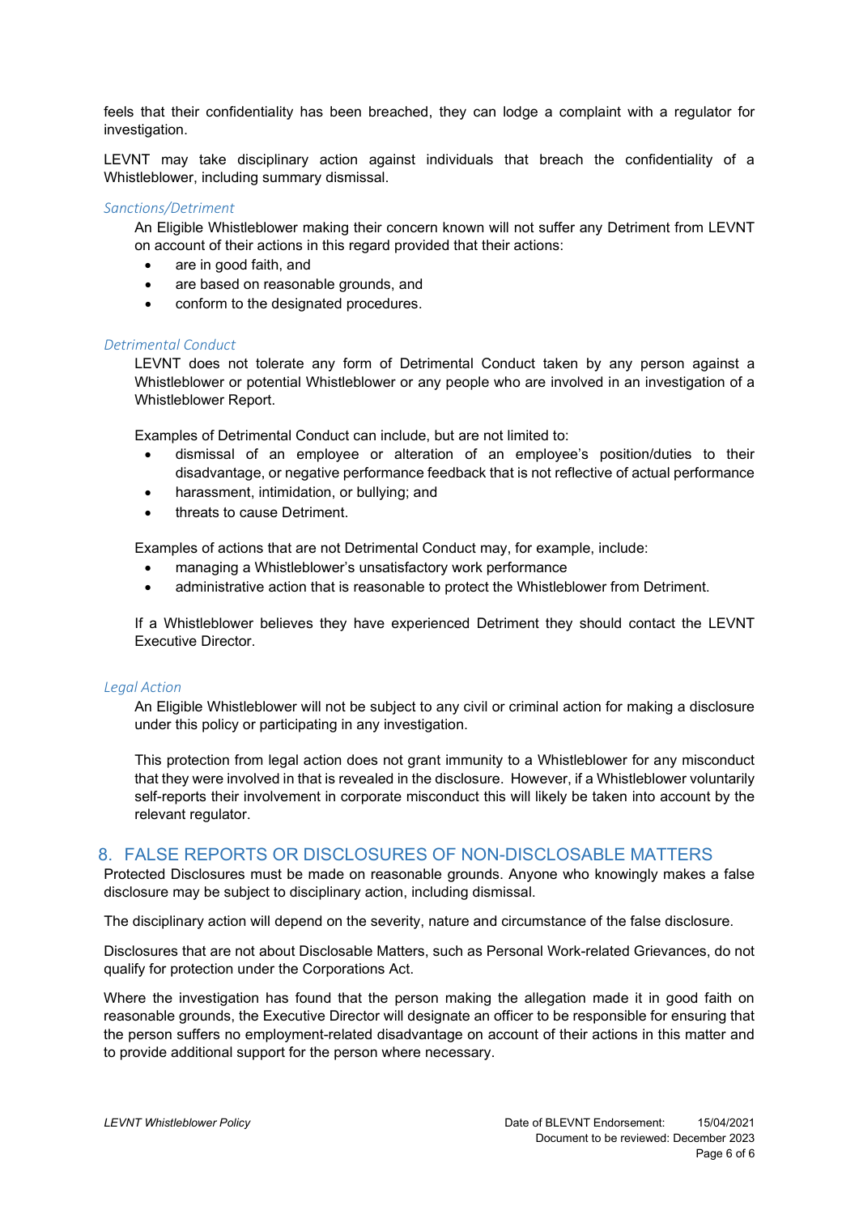feels that their confidentiality has been breached, they can lodge a complaint with a regulator for investigation.

LEVNT may take disciplinary action against individuals that breach the confidentiality of a Whistleblower, including summary dismissal.

### *Sanctions/Detriment*

An Eligible Whistleblower making their concern known will not suffer any Detriment from LEVNT on account of their actions in this regard provided that their actions:

- are in good faith, and
- are based on reasonable grounds, and
- conform to the designated procedures.

### *Detrimental Conduct*

LEVNT does not tolerate any form of Detrimental Conduct taken by any person against a Whistleblower or potential Whistleblower or any people who are involved in an investigation of a Whistleblower Report.

Examples of Detrimental Conduct can include, but are not limited to:

- dismissal of an employee or alteration of an employee's position/duties to their disadvantage, or negative performance feedback that is not reflective of actual performance
- harassment, intimidation, or bullying; and
- threats to cause Detriment.

Examples of actions that are not Detrimental Conduct may, for example, include:

- managing a Whistleblower's unsatisfactory work performance
- administrative action that is reasonable to protect the Whistleblower from Detriment.

If a Whistleblower believes they have experienced Detriment they should contact the LEVNT Executive Director.

### *Legal Action*

An Eligible Whistleblower will not be subject to any civil or criminal action for making a disclosure under this policy or participating in any investigation.

This protection from legal action does not grant immunity to a Whistleblower for any misconduct that they were involved in that is revealed in the disclosure. However, if a Whistleblower voluntarily self-reports their involvement in corporate misconduct this will likely be taken into account by the relevant regulator.

## 8. FALSE REPORTS OR DISCLOSURES OF NON-DISCLOSABLE MATTERS

Protected Disclosures must be made on reasonable grounds. Anyone who knowingly makes a false disclosure may be subject to disciplinary action, including dismissal.

The disciplinary action will depend on the severity, nature and circumstance of the false disclosure.

Disclosures that are not about Disclosable Matters, such as Personal Work-related Grievances, do not qualify for protection under the Corporations Act.

Where the investigation has found that the person making the allegation made it in good faith on reasonable grounds, the Executive Director will designate an officer to be responsible for ensuring that the person suffers no employment-related disadvantage on account of their actions in this matter and to provide additional support for the person where necessary.